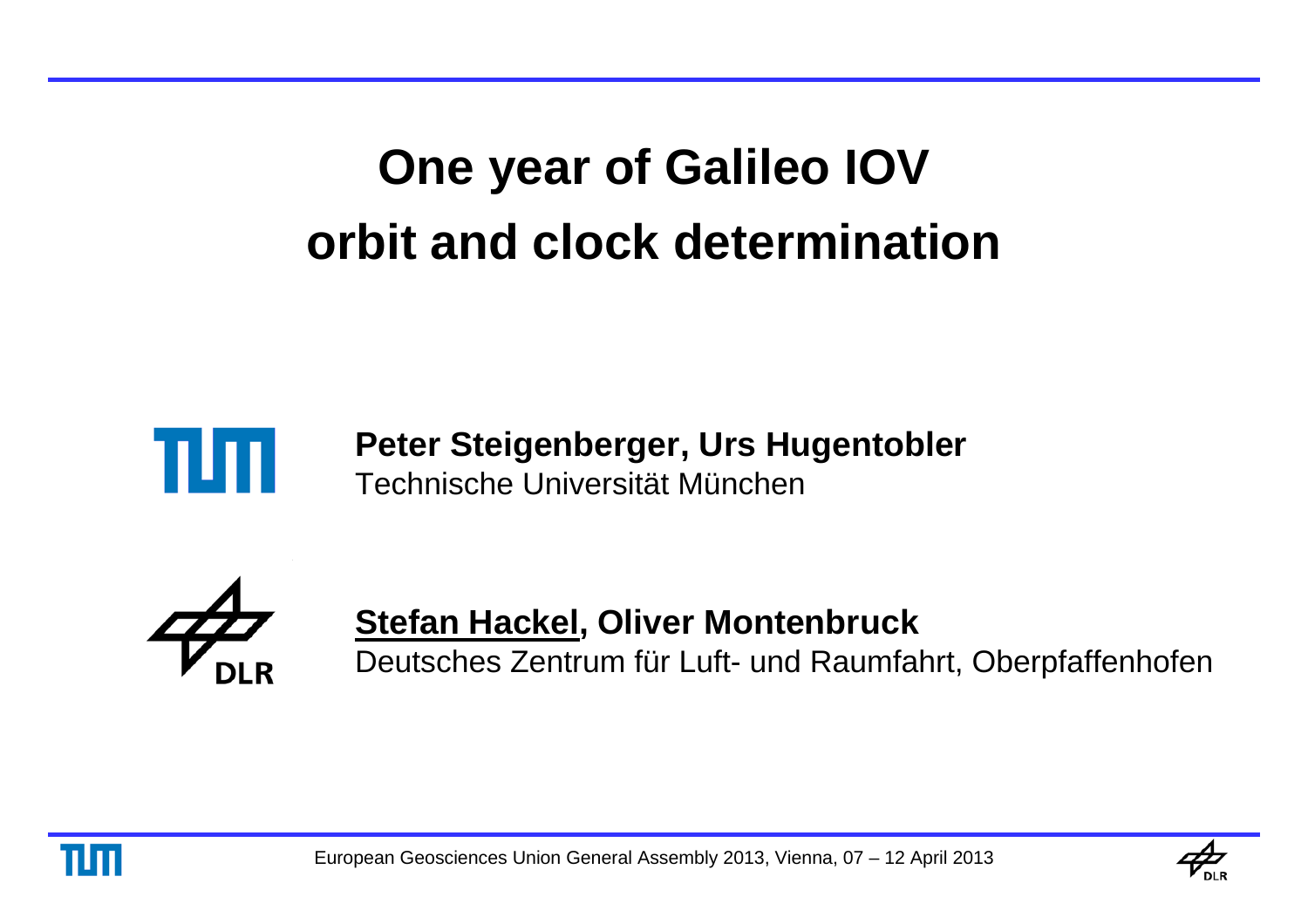# One year of Galileo IOV orbit and clock determination

**Peter Steigenberger, Urs Hugentobler**
Technische Universität München

**<u>Stefan Hackel</u>, Oliver Montenbruck**
Deutsches Zentrum für Luft- und Raumfahrt, Oberpfaffenhofen

European Geosciences Union General Assembly 2013, Vienna, 07 – 12 April 2013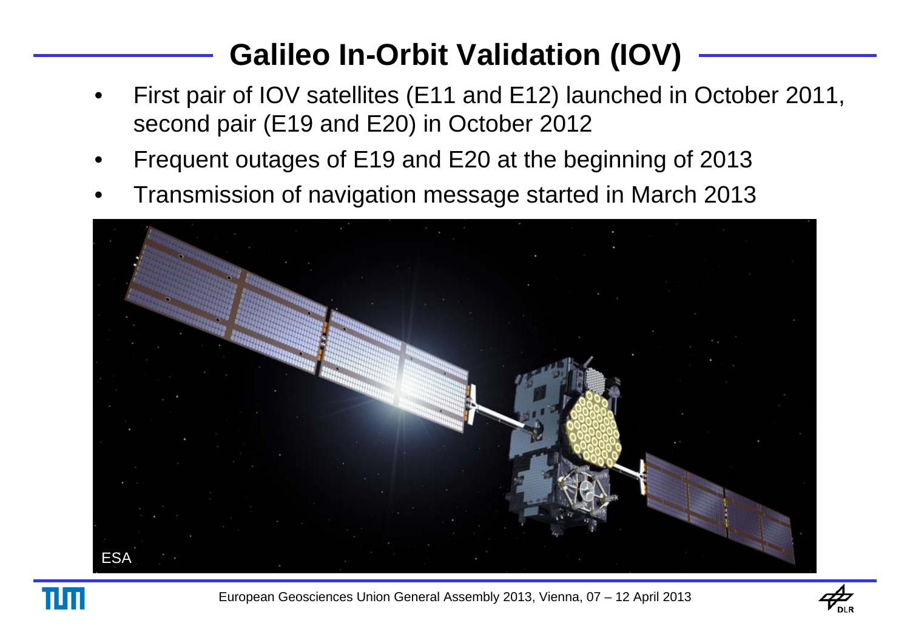# Galileo In-Orbit Validation (IOV)

- First pair of IOV satellites (E11 and E12) launched in October 2011, second pair (E19 and E20) in October 2012
- Frequent outages of E19 and E20 at the beginning of 2013
- Transmission of navigation message started in March 2013

ESA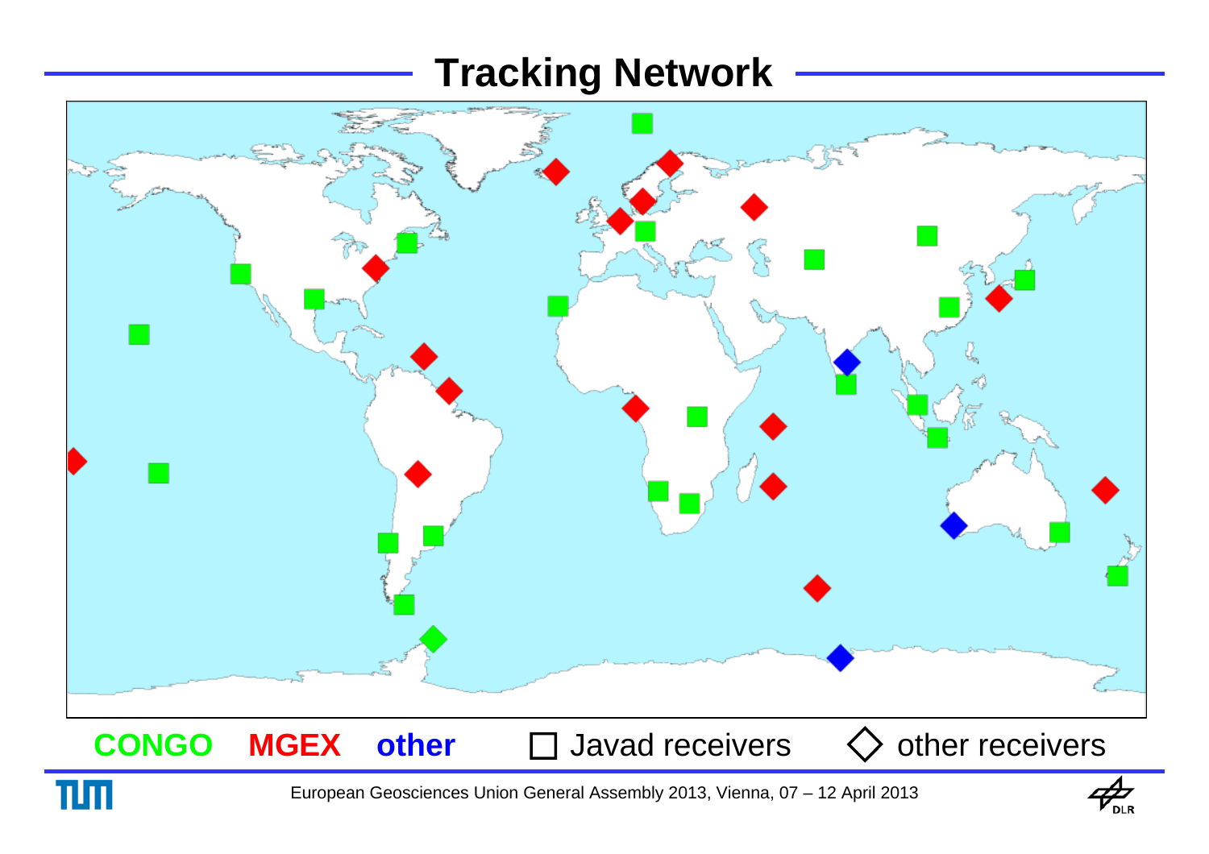# Tracking Network

CONGO MGEX other

□ Javad receivers ◇ other receivers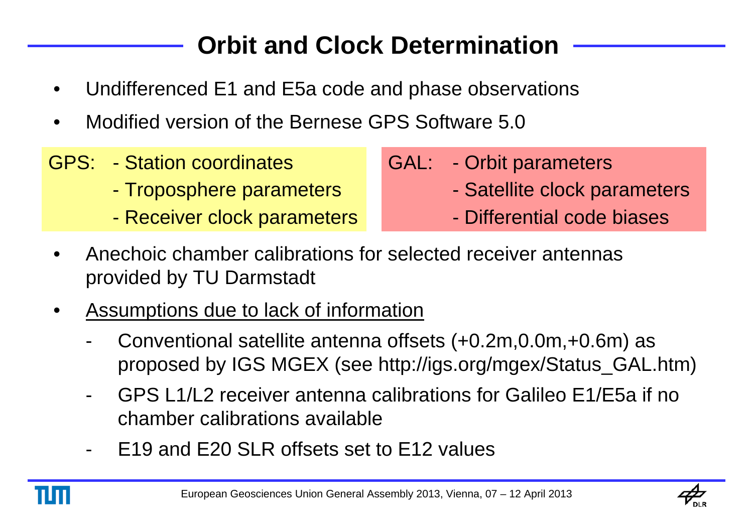# Orbit and Clock Determination

- Undifferenced E1 and E5a code and phase observations
- Modified version of the Bernese GPS Software 5.0

GPS:
- Station coordinates
- Troposphere parameters
- Receiver clock parameters

GAL:
- Orbit parameters
- Satellite clock parameters
- Differential code biases

- Anechoic chamber calibrations for selected receiver antennas provided by TU Darmstadt
- Assumptions due to lack of information
  - Conventional satellite antenna offsets (+0.2m,0.0m,+0.6m) as proposed by IGS MGEX (see http://igs.org/mgex/Status_GAL.htm)
  - GPS L1/L2 receiver antenna calibrations for Galileo E1/E5a if no chamber calibrations available
  - E19 and E20 SLR offsets set to E12 values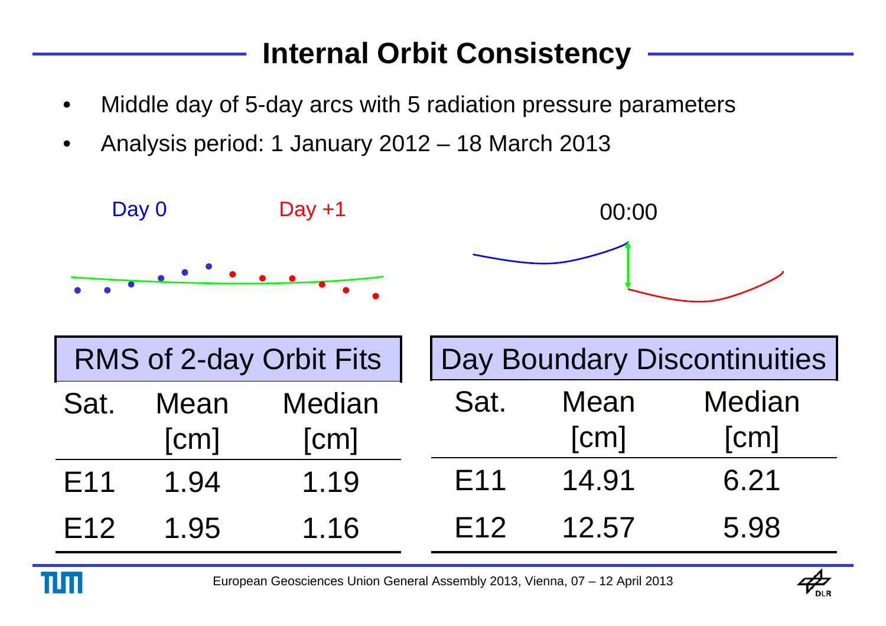# Internal Orbit Consistency

- Middle day of 5-day arcs with 5 radiation pressure parameters
- Analysis period: 1 January 2012 – 18 March 2013

Day 0

Day +1

00:00

| RMS of 2-day Orbit Fits | | |
|---|---|---|
| Sat. | Mean [cm] | Median [cm] |
| E11 | 1.94 | 1.19 |
| E12 | 1.95 | 1.16 |

| Day Boundary Discontinuities | | |
|---|---|---|
| Sat. | Mean [cm] | Median [cm] |
| E11 | 14.91 | 6.21 |
| E12 | 12.57 | 5.98 |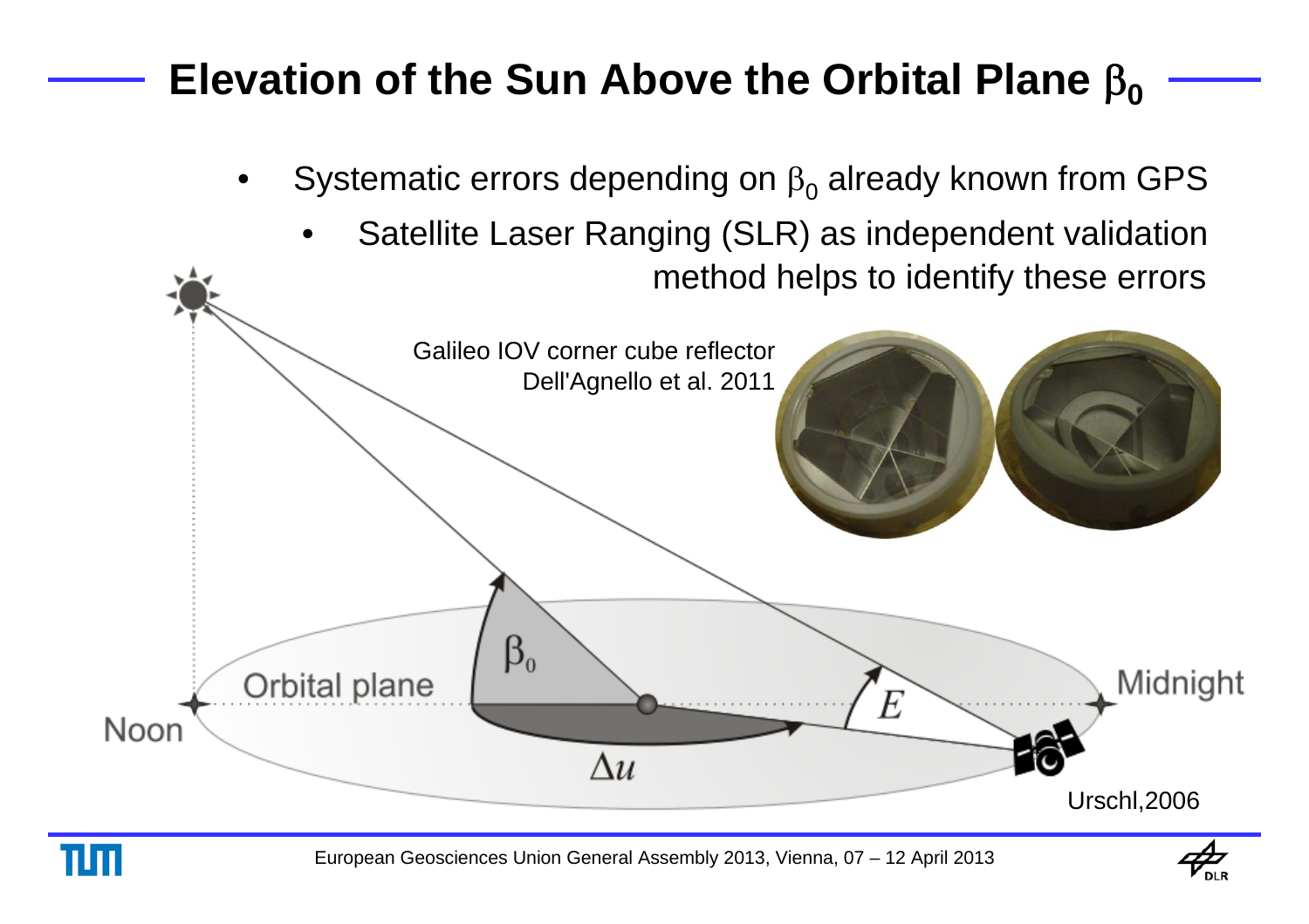# Elevation of the Sun Above the Orbital Plane $\beta_0$

- Systematic errors depending on $\beta_0$ already known from GPS
  - Satellite Laser Ranging (SLR) as independent validation method helps to identify these errors

Galileo IOV corner cube reflector
Dell'Agnello et al. 2011

Orbital plane
Noon
Midnight
$\beta_0$
$E$
$\Delta u$

Urschl,2006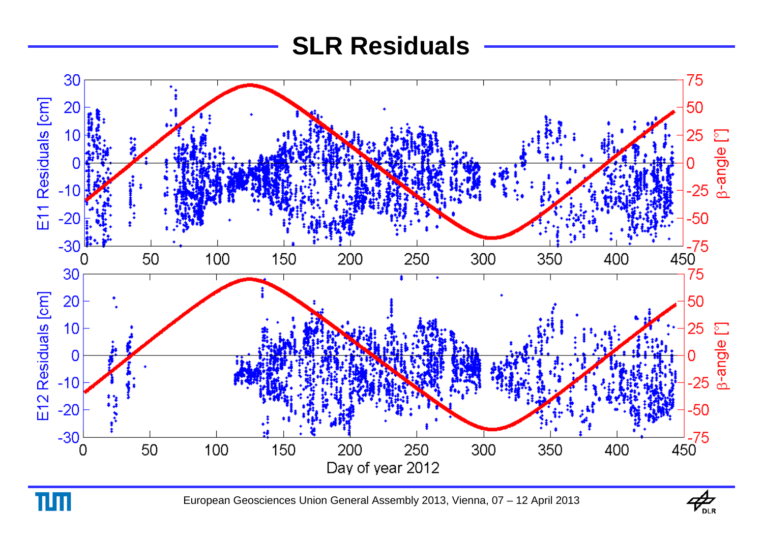# SLR Residuals

E11 Residuals [cm]

30
20
10
0
-10
-20
-30

β-angle [°]

75
50
25
0
-25
-50
-75

0 50 100 150 200 250 300 350 400 450

E12 Residuals [cm]

30
20
10
0
-10
-20
-30

β-angle [°]

75
50
25
0
-25
-50
-75

0 50 100 150 200 250 300 350 400 450

Day of year 2012

European Geosciences Union General Assembly 2013, Vienna, 07 – 12 April 2013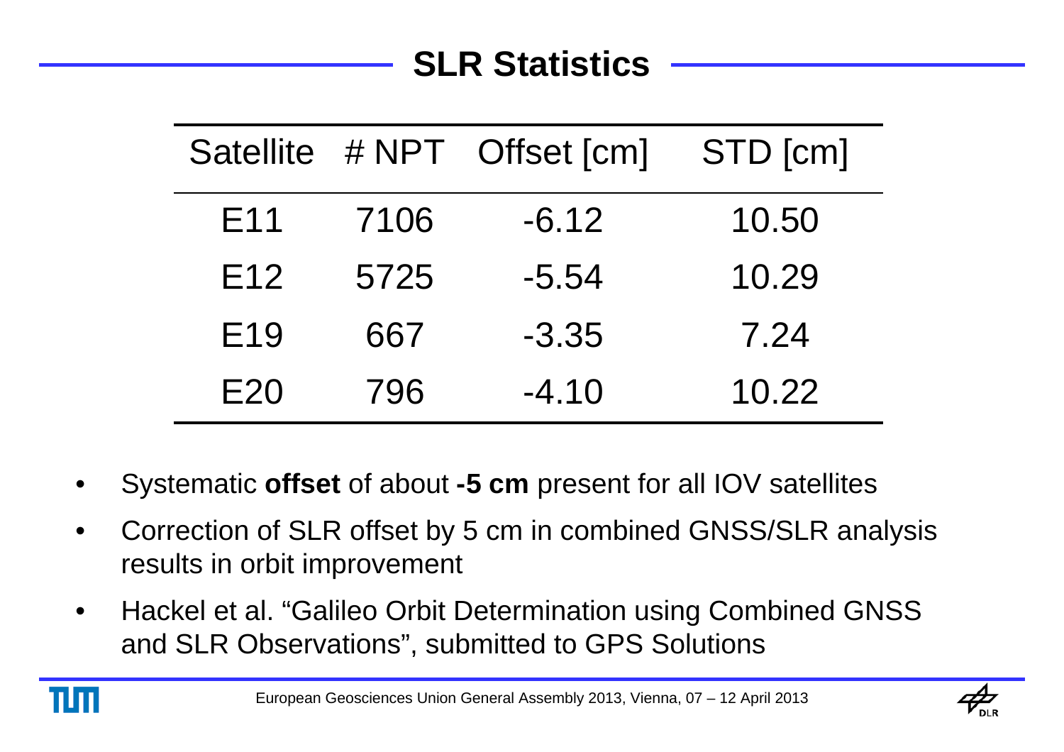## SLR Statistics

| Satellite | # NPT | Offset [cm] | STD [cm] |
|---|---|---|---|
| E11 | 7106 | -6.12 | 10.50 |
| E12 | 5725 | -5.54 | 10.29 |
| E19 | 667 | -3.35 | 7.24 |
| E20 | 796 | -4.10 | 10.22 |

- Systematic **offset** of about **-5 cm** present for all IOV satellites
- Correction of SLR offset by 5 cm in combined GNSS/SLR analysis results in orbit improvement
- Hackel et al. “Galileo Orbit Determination using Combined GNSS and SLR Observations”, submitted to GPS Solutions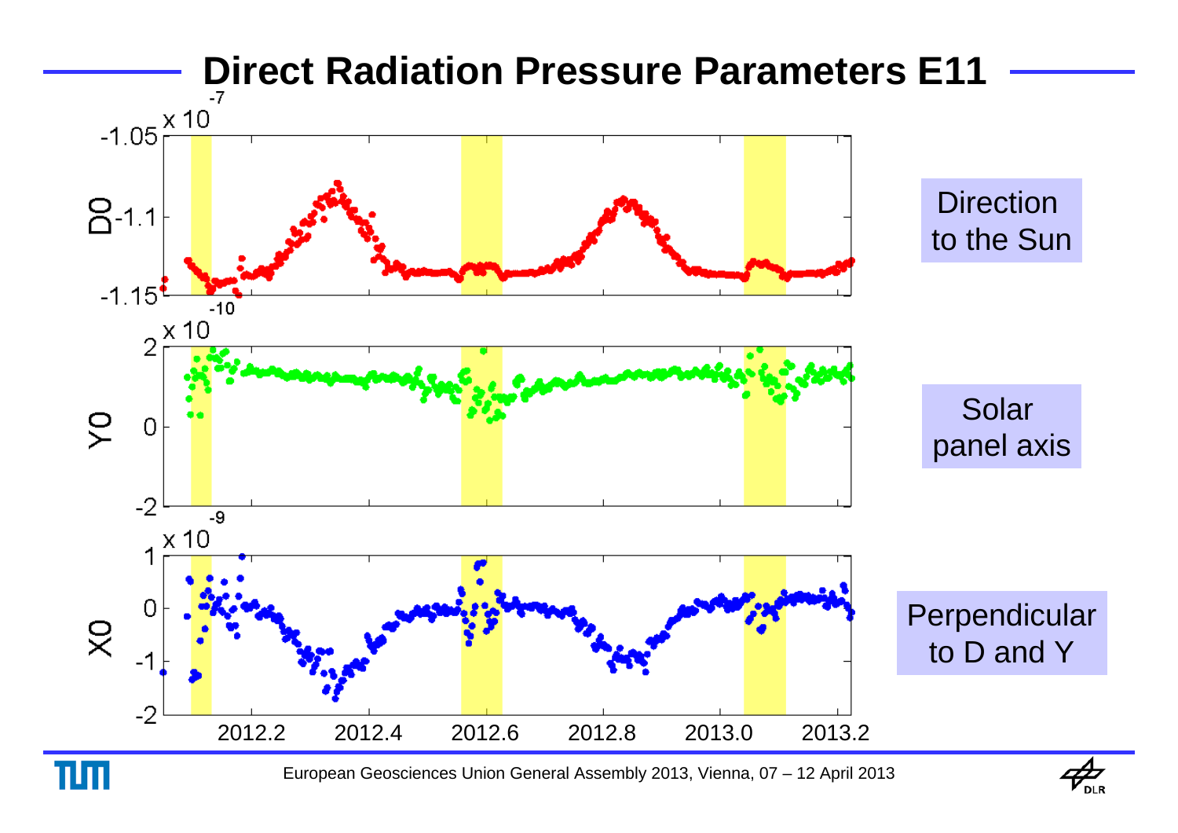# Direct Radiation Pressure Parameters E11

$\times 10^{-7}$

-1.05

D0 -1.1

-1.15

$\times 10^{-10}$

2

Y0 0

-2

$\times 10^{-9}$

1

X0 0

-1

-2

2012.2 2012.4 2012.6 2012.8 2013.0 2013.2

Direction to the Sun

Solar panel axis

Perpendicular to D and Y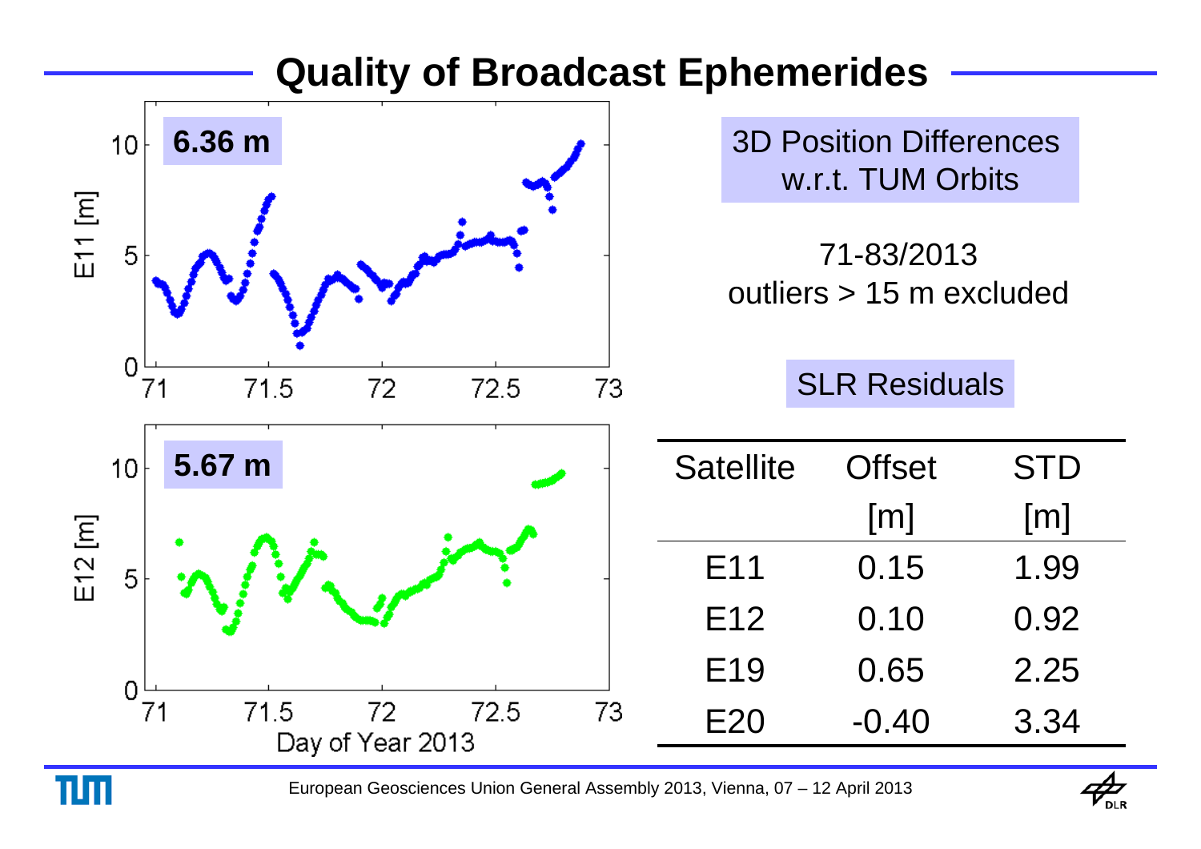# Quality of Broadcast Ephemerides

6.36 m

E11 [m]

0
5
10

71
71.5
72
72.5
73

5.67 m

E12 [m]

0
5
10

71
71.5
72
72.5
73

Day of Year 2013

3D Position Differences w.r.t. TUM Orbits

71-83/2013
outliers > 15 m excluded

SLR Residuals

| Satellite | Offset [m] | STD [m] |
|---|---|---|
| E11 | 0.15 | 1.99 |
| E12 | 0.10 | 0.92 |
| E19 | 0.65 | 2.25 |
| E20 | -0.40 | 3.34 |

European Geosciences Union General Assembly 2013, Vienna, 07 – 12 April 2013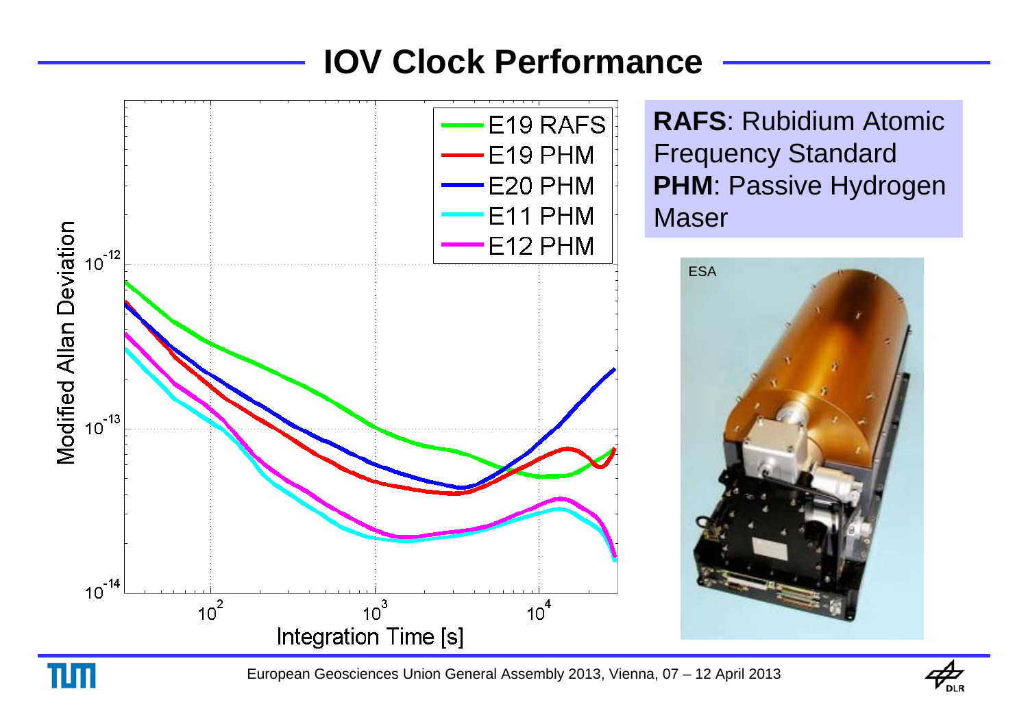# IOV Clock Performance

Modified Allan Deviation

$10^{-12}$

$10^{-13}$

$10^{-14}$

$10^{2}$

$10^{3}$

$10^{4}$

Integration Time [s]

E19 RAFS

E19 PHM

E20 PHM

E11 PHM

E12 PHM

**RAFS**: Rubidium Atomic Frequency Standard

**PHM**: Passive Hydrogen Maser

ESA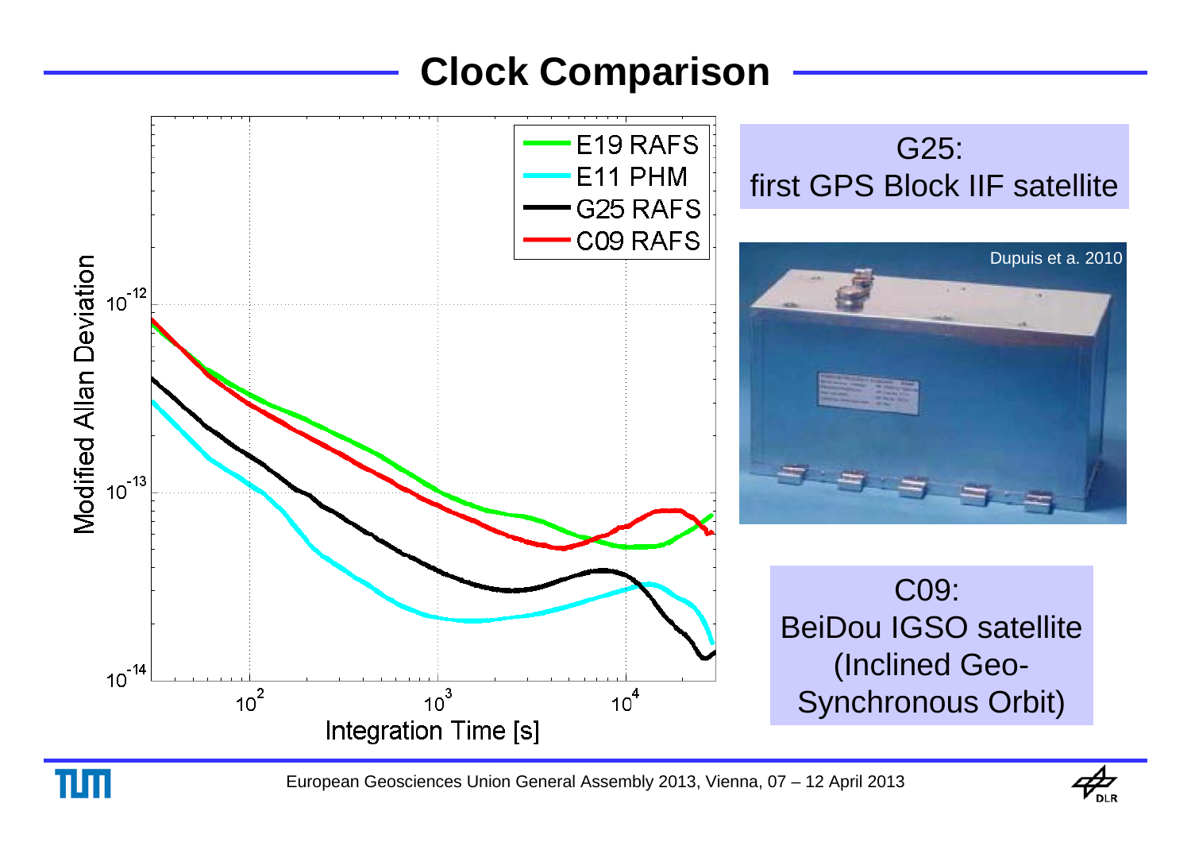# Clock Comparison

Modified Allan Deviation

Integration Time [s]

$10^{-12}$

$10^{-13}$

$10^{-14}$

$10^{2}$

$10^{3}$

$10^{4}$

E19 RAFS

E11 PHM

G25 RAFS

C09 RAFS

G25: first GPS Block IIF satellite

Dupuis et a. 2010

C09: BeiDou IGSO satellite (Inclined Geo-Synchronous Orbit)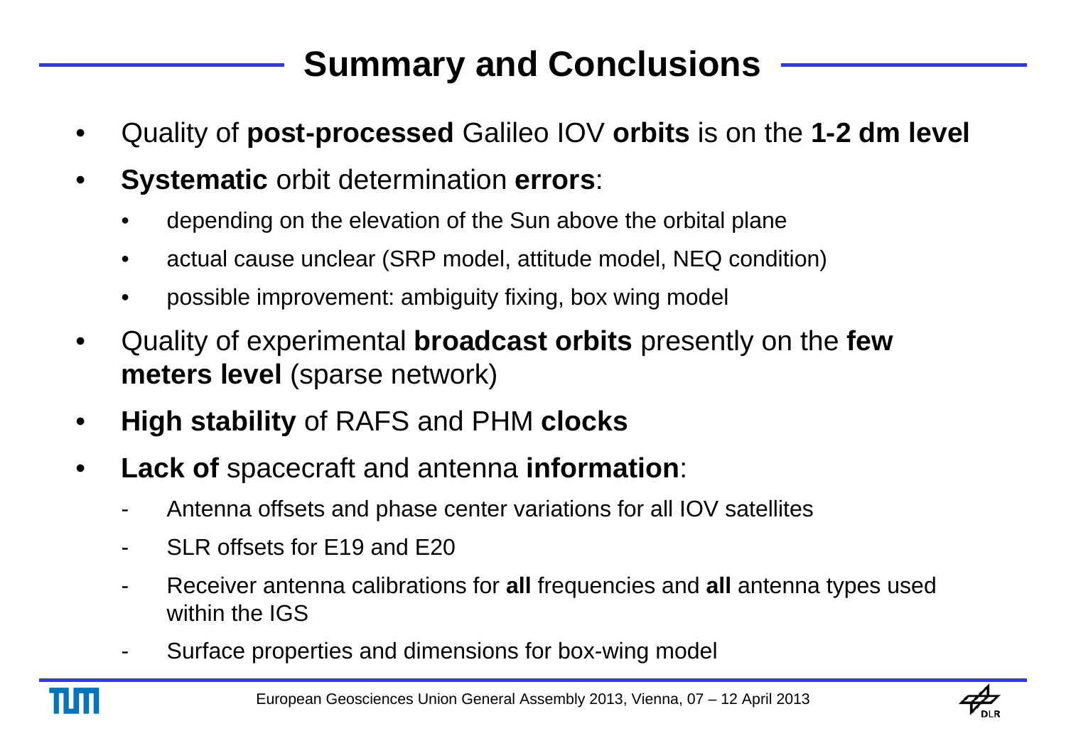# Summary and Conclusions

- Quality of **post-processed** Galileo IOV **orbits** is on the **1-2 dm level**
- **Systematic** orbit determination **errors**:
  - depending on the elevation of the Sun above the orbital plane
  - actual cause unclear (SRP model, attitude model, NEQ condition)
  - possible improvement: ambiguity fixing, box wing model
- Quality of experimental **broadcast orbits** presently on the **few meters level** (sparse network)
- **High stability** of RAFS and PHM **clocks**
- **Lack of** spacecraft and antenna **information**:
  - Antenna offsets and phase center variations for all IOV satellites
  - SLR offsets for E19 and E20
  - Receiver antenna calibrations for **all** frequencies and **all** antenna types used within the IGS
  - Surface properties and dimensions for box-wing model